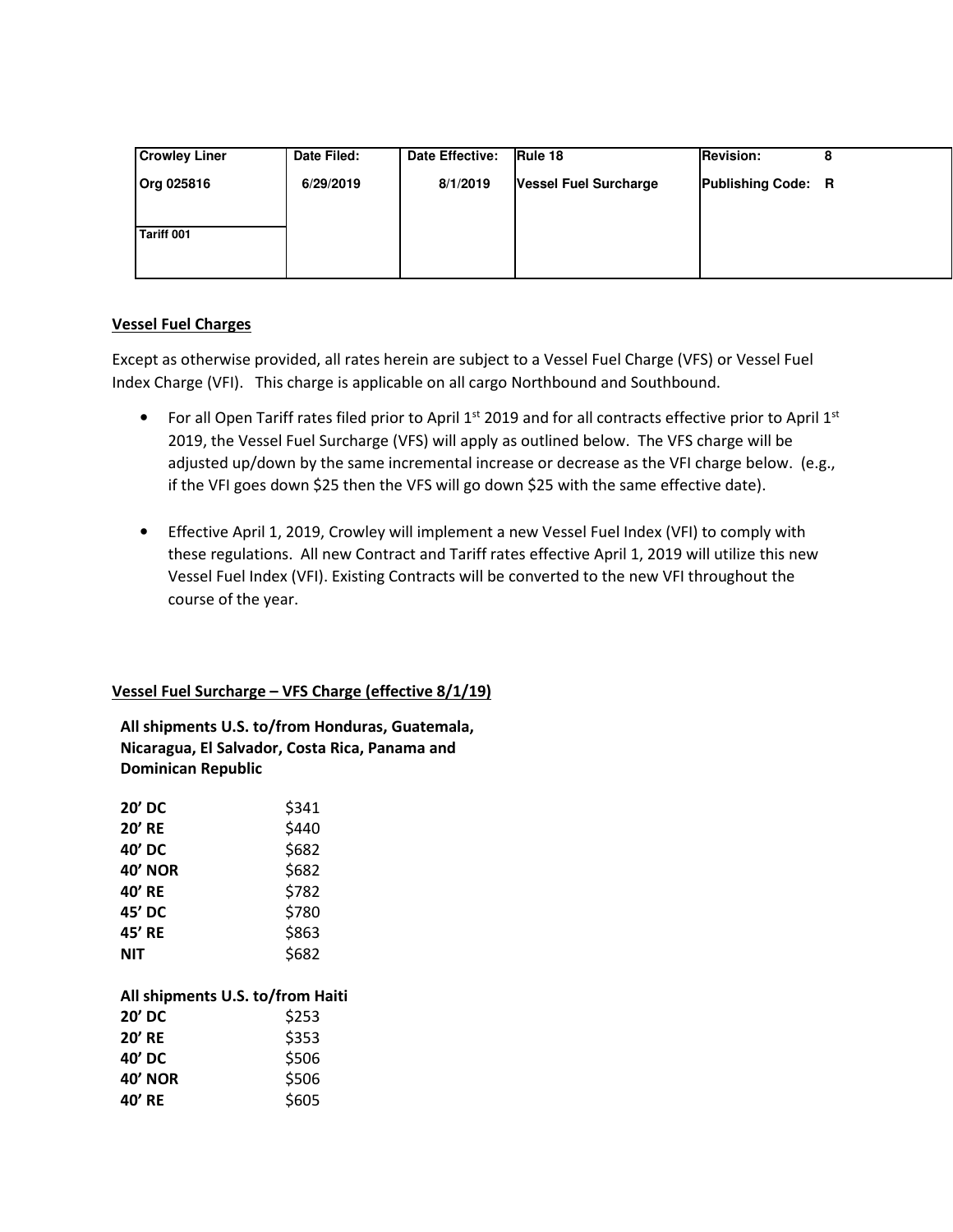| Crowley Liner | Date Filed: | Date Effective: | Rule 18 | Revision: 8 |
|---|---|---|---|---|
| Org 025816 | 6/29/2019 | 8/1/2019 | Vessel Fuel Surcharge | Publishing Code: R |
| Tariff 001 | | | | |

**Vessel Fuel Charges**

Except as otherwise provided, all rates herein are subject to a Vessel Fuel Charge (VFS) or Vessel Fuel Index Charge (VFI). This charge is applicable on all cargo Northbound and Southbound.

- For all Open Tariff rates filed prior to April 1st 2019 and for all contracts effective prior to April 1st 2019, the Vessel Fuel Surcharge (VFS) will apply as outlined below. The VFS charge will be adjusted up/down by the same incremental increase or decrease as the VFI charge below. (e.g., if the VFI goes down $25 then the VFS will go down $25 with the same effective date).

- Effective April 1, 2019, Crowley will implement a new Vessel Fuel Index (VFI) to comply with these regulations. All new Contract and Tariff rates effective April 1, 2019 will utilize this new Vessel Fuel Index (VFI). Existing Contracts will be converted to the new VFI throughout the course of the year.

**Vessel Fuel Surcharge – VFS Charge (effective 8/1/19)**

**All shipments U.S. to/from Honduras, Guatemala, Nicaragua, El Salvador, Costa Rica, Panama and Dominican Republic**

| | |
|---|---|
| **20' DC** | $341 |
| **20' RE** | $440 |
| **40' DC** | $682 |
| **40' NOR** | $682 |
| **40' RE** | $782 |
| **45' DC** | $780 |
| **45' RE** | $863 |
| **NIT** | $682 |

**All shipments U.S. to/from Haiti**

| | |
|---|---|
| **20' DC** | $253 |
| **20' RE** | $353 |
| **40' DC** | $506 |
| **40' NOR** | $506 |
| **40' RE** | $605 |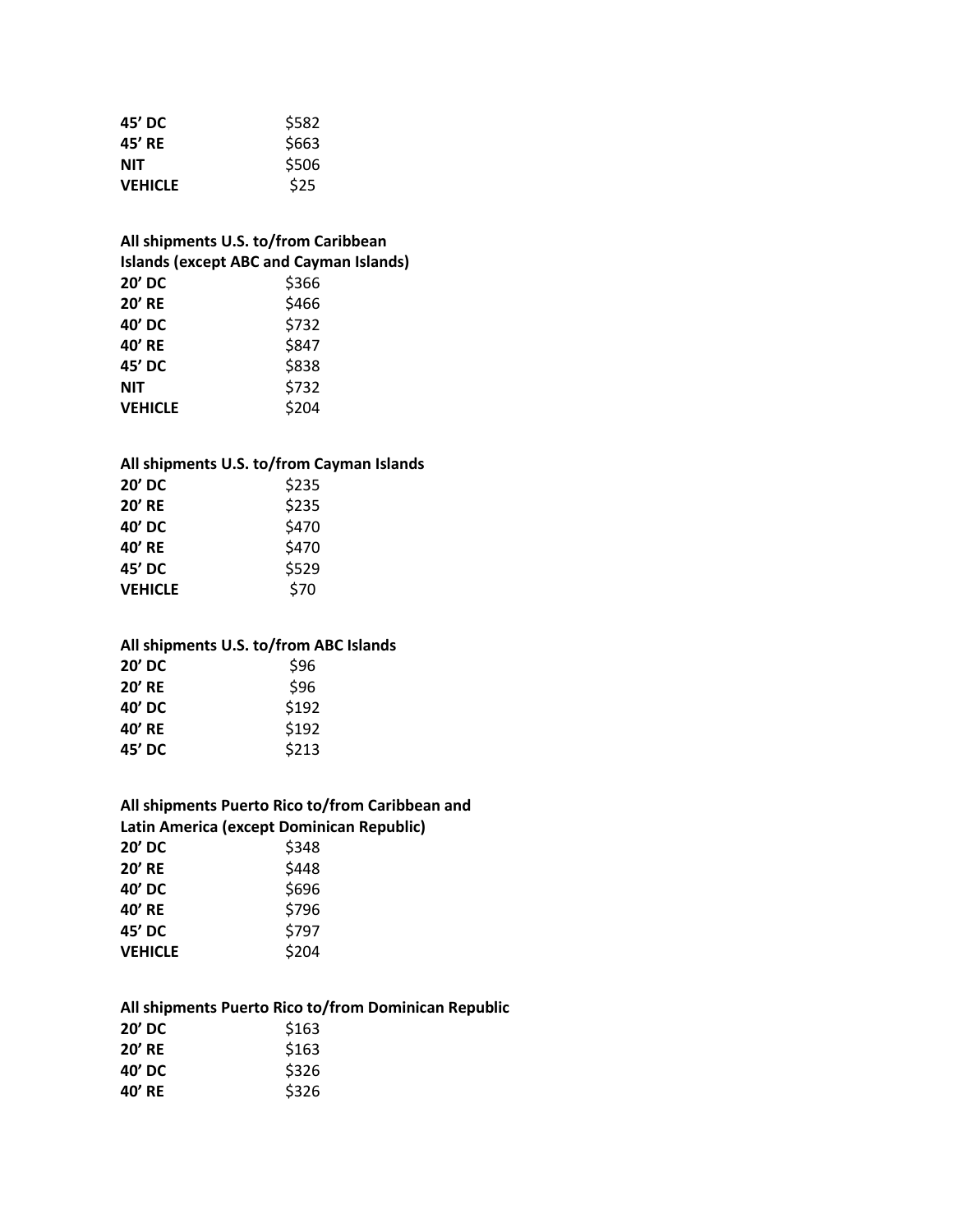| | |
|---|---|
| **45’ DC** | $582 |
| **45’ RE** | $663 |
| **NIT** | $506 |
| **VEHICLE** | $25 |

**All shipments U.S. to/from Caribbean Islands (except ABC and Cayman Islands)**

| | |
|---|---|
| **20’ DC** | $366 |
| **20’ RE** | $466 |
| **40’ DC** | $732 |
| **40’ RE** | $847 |
| **45’ DC** | $838 |
| **NIT** | $732 |
| **VEHICLE** | $204 |

**All shipments U.S. to/from Cayman Islands**

| | |
|---|---|
| **20’ DC** | $235 |
| **20’ RE** | $235 |
| **40’ DC** | $470 |
| **40’ RE** | $470 |
| **45’ DC** | $529 |
| **VEHICLE** | $70 |

**All shipments U.S. to/from ABC Islands**

| | |
|---|---|
| **20’ DC** | $96 |
| **20’ RE** | $96 |
| **40’ DC** | $192 |
| **40’ RE** | $192 |
| **45’ DC** | $213 |

**All shipments Puerto Rico to/from Caribbean and Latin America (except Dominican Republic)**

| | |
|---|---|
| **20’ DC** | $348 |
| **20’ RE** | $448 |
| **40’ DC** | $696 |
| **40’ RE** | $796 |
| **45’ DC** | $797 |
| **VEHICLE** | $204 |

**All shipments Puerto Rico to/from Dominican Republic**

| | |
|---|---|
| **20’ DC** | $163 |
| **20’ RE** | $163 |
| **40’ DC** | $326 |
| **40’ RE** | $326 |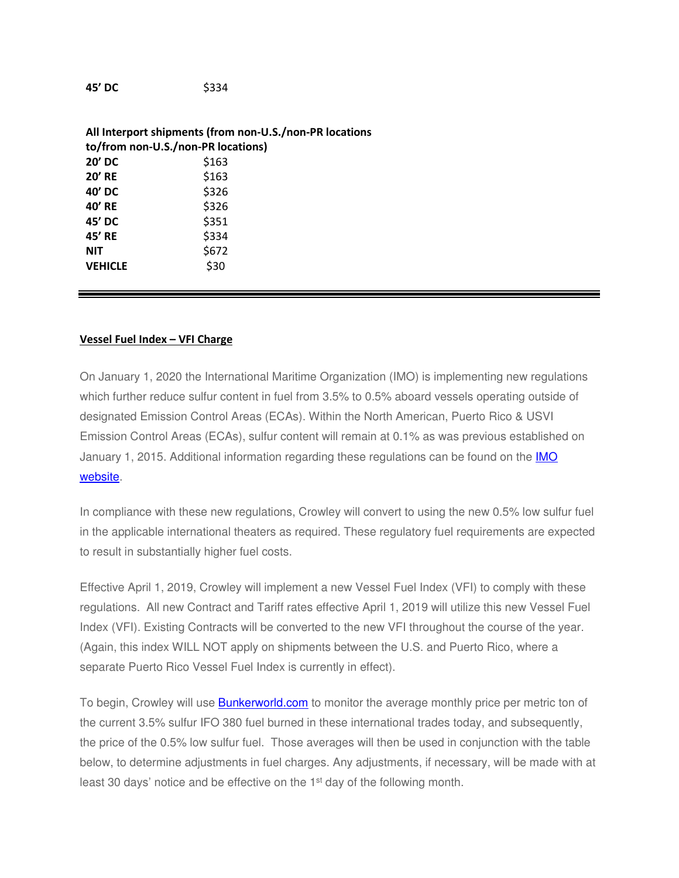| | |
|---|---|
| **45' DC** | $334 |

**All Interport shipments (from non-U.S./non-PR locations to/from non-U.S./non-PR locations)**

| | |
|---|---|
| **20' DC** | $163 |
| **20' RE** | $163 |
| **40' DC** | $326 |
| **40' RE** | $326 |
| **45' DC** | $351 |
| **45' RE** | $334 |
| **NIT** | $672 |
| **VEHICLE** | $30 |

---

**Vessel Fuel Index – VFI Charge**

On January 1, 2020 the International Maritime Organization (IMO) is implementing new regulations which further reduce sulfur content in fuel from 3.5% to 0.5% aboard vessels operating outside of designated Emission Control Areas (ECAs). Within the North American, Puerto Rico & USVI Emission Control Areas (ECAs), sulfur content will remain at 0.1% as was previous established on January 1, 2015. Additional information regarding these regulations can be found on the IMO website.

In compliance with these new regulations, Crowley will convert to using the new 0.5% low sulfur fuel in the applicable international theaters as required. These regulatory fuel requirements are expected to result in substantially higher fuel costs.

Effective April 1, 2019, Crowley will implement a new Vessel Fuel Index (VFI) to comply with these regulations. All new Contract and Tariff rates effective April 1, 2019 will utilize this new Vessel Fuel Index (VFI). Existing Contracts will be converted to the new VFI throughout the course of the year. (Again, this index WILL NOT apply on shipments between the U.S. and Puerto Rico, where a separate Puerto Rico Vessel Fuel Index is currently in effect).

To begin, Crowley will use Bunkerworld.com to monitor the average monthly price per metric ton of the current 3.5% sulfur IFO 380 fuel burned in these international trades today, and subsequently, the price of the 0.5% low sulfur fuel. Those averages will then be used in conjunction with the table below, to determine adjustments in fuel charges. Any adjustments, if necessary, will be made with at least 30 days' notice and be effective on the 1st day of the following month.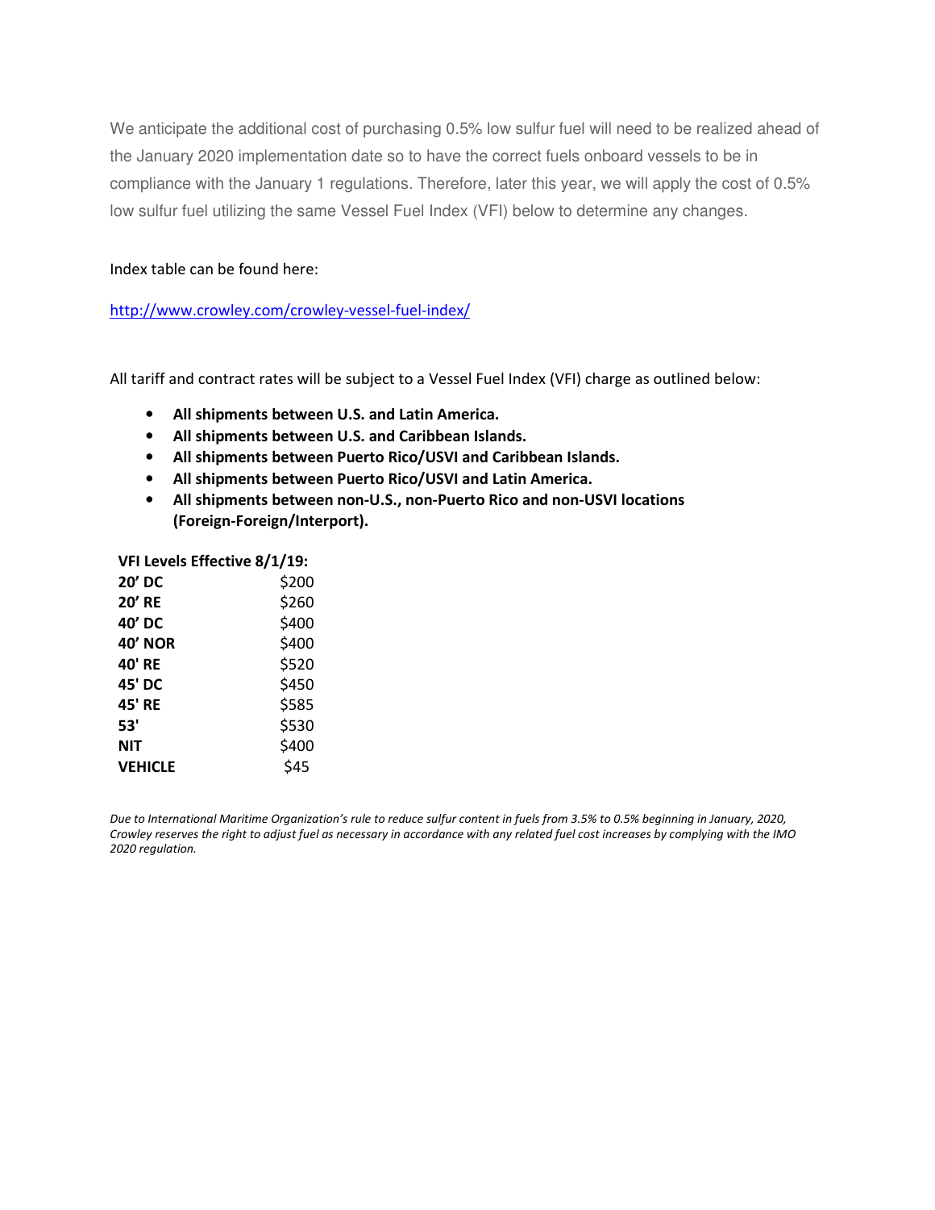We anticipate the additional cost of purchasing 0.5% low sulfur fuel will need to be realized ahead of the January 2020 implementation date so to have the correct fuels onboard vessels to be in compliance with the January 1 regulations. Therefore, later this year, we will apply the cost of 0.5% low sulfur fuel utilizing the same Vessel Fuel Index (VFI) below to determine any changes.

Index table can be found here:

http://www.crowley.com/crowley-vessel-fuel-index/

All tariff and contract rates will be subject to a Vessel Fuel Index (VFI) charge as outlined below:

- **All shipments between U.S. and Latin America.**
- **All shipments between U.S. and Caribbean Islands.**
- **All shipments between Puerto Rico/USVI and Caribbean Islands.**
- **All shipments between Puerto Rico/USVI and Latin America.**
- **All shipments between non-U.S., non-Puerto Rico and non-USVI locations (Foreign-Foreign/Interport).**

**VFI Levels Effective 8/1/19:**

| | |
|---|---|
| **20' DC** | $200 |
| **20' RE** | $260 |
| **40' DC** | $400 |
| **40' NOR** | $400 |
| **40' RE** | $520 |
| **45' DC** | $450 |
| **45' RE** | $585 |
| **53'** | $530 |
| **NIT** | $400 |
| **VEHICLE** | $45 |

*Due to International Maritime Organization's rule to reduce sulfur content in fuels from 3.5% to 0.5% beginning in January, 2020, Crowley reserves the right to adjust fuel as necessary in accordance with any related fuel cost increases by complying with the IMO 2020 regulation.*